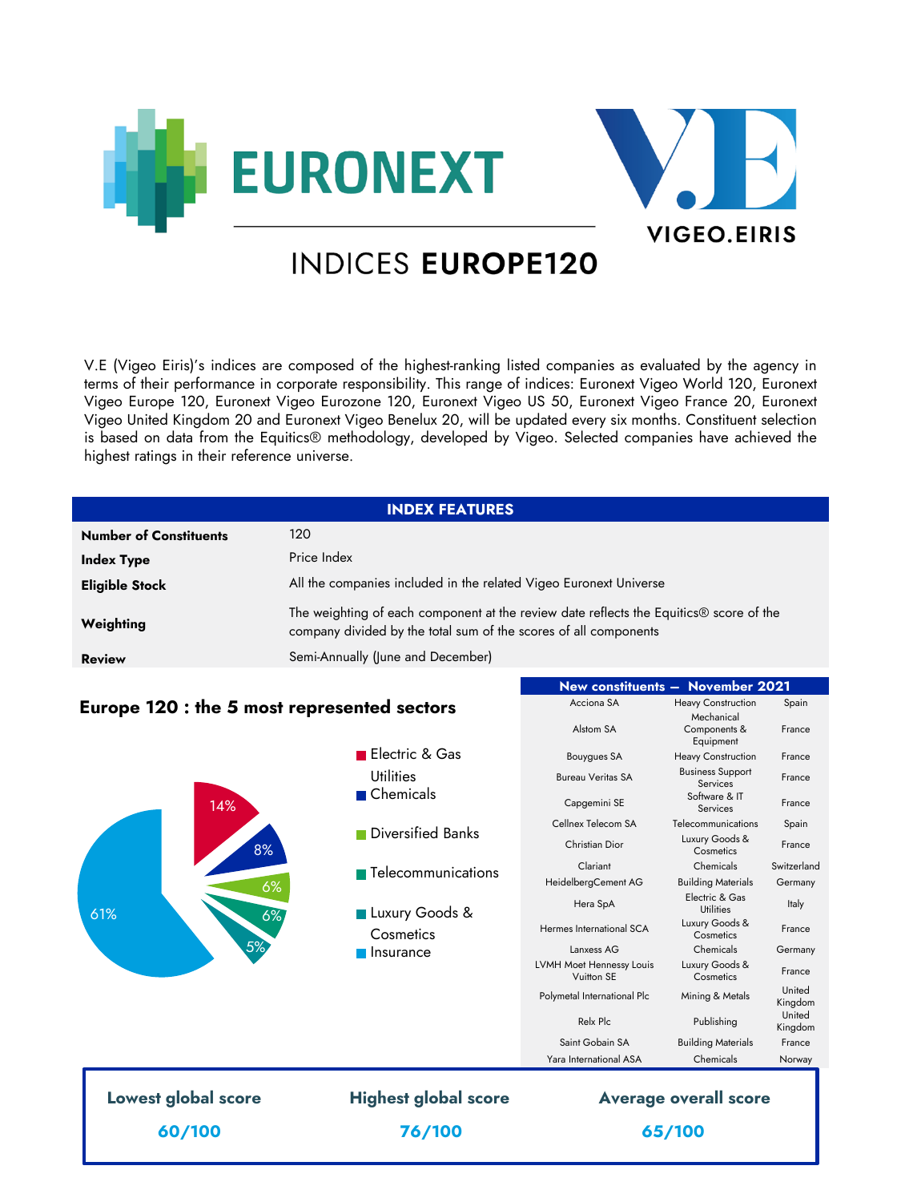# INDICES EUROPE120

V.E (Vigeo Eiris)'s indices are composed of the highest-ranking listed companies as evaluated by the agency in terms of their performance in corporate responsibility. This range of indices: Euronext Vigeo World 120, Euronext Vigeo Europe 120, Euronext Vigeo Eurozone 120, Euronext Vigeo US 50, Euronext Vigeo France 20, Euronext Vigeo United Kingdom 20 and Euronext Vigeo Benelux 20, will be updated every six months. Constituent selection is based on data from the Equitics® methodology, developed by Vigeo. Selected companies have achieved the highest ratings in their reference universe.

| INDEX FEATURES | |
|---|---|
| **Number of Constituents** | 120 |
| **Index Type** | Price Index |
| **Eligible Stock** | All the companies included in the related Vigeo Euronext Universe |
| **Weighting** | The weighting of each component at the review date reflects the Equitics® score of the company divided by the total sum of the scores of all components |
| **Review** | Semi-Annually (June and December) |

## Europe 120 : the 5 most represented sectors

- Electric & Gas Utilities: 14%
- Chemicals: 8%
- Diversified Banks: 6%
- Telecommunications: 6%
- Luxury Goods & Cosmetics: 5%
- Insurance: 61%

| New constituents – November 2021 | | |
|---|---|---|
| Acciona SA | Heavy Construction | Spain |
| Alstom SA | Mechanical Components & Equipment | France |
| Bouygues SA | Heavy Construction | France |
| Bureau Veritas SA | Business Support Services | France |
| Capgemini SE | Software & IT Services | France |
| Cellnex Telecom SA | Telecommunications | Spain |
| Christian Dior | Luxury Goods & Cosmetics | France |
| Clariant | Chemicals | Switzerland |
| HeidelbergCement AG | Building Materials | Germany |
| Hera SpA | Electric & Gas Utilities | Italy |
| Hermes International SCA | Luxury Goods & Cosmetics | France |
| Lanxess AG | Chemicals | Germany |
| LVMH Moet Hennessy Louis Vuitton SE | Luxury Goods & Cosmetics | France |
| Polymetal International Plc | Mining & Metals | United Kingdom |
| Relx Plc | Publishing | United Kingdom |
| Saint Gobain SA | Building Materials | France |
| Yara International ASA | Chemicals | Norway |

| Lowest global score | Highest global score | Average overall score |
|---|---|---|
| 60/100 | 76/100 | 65/100 |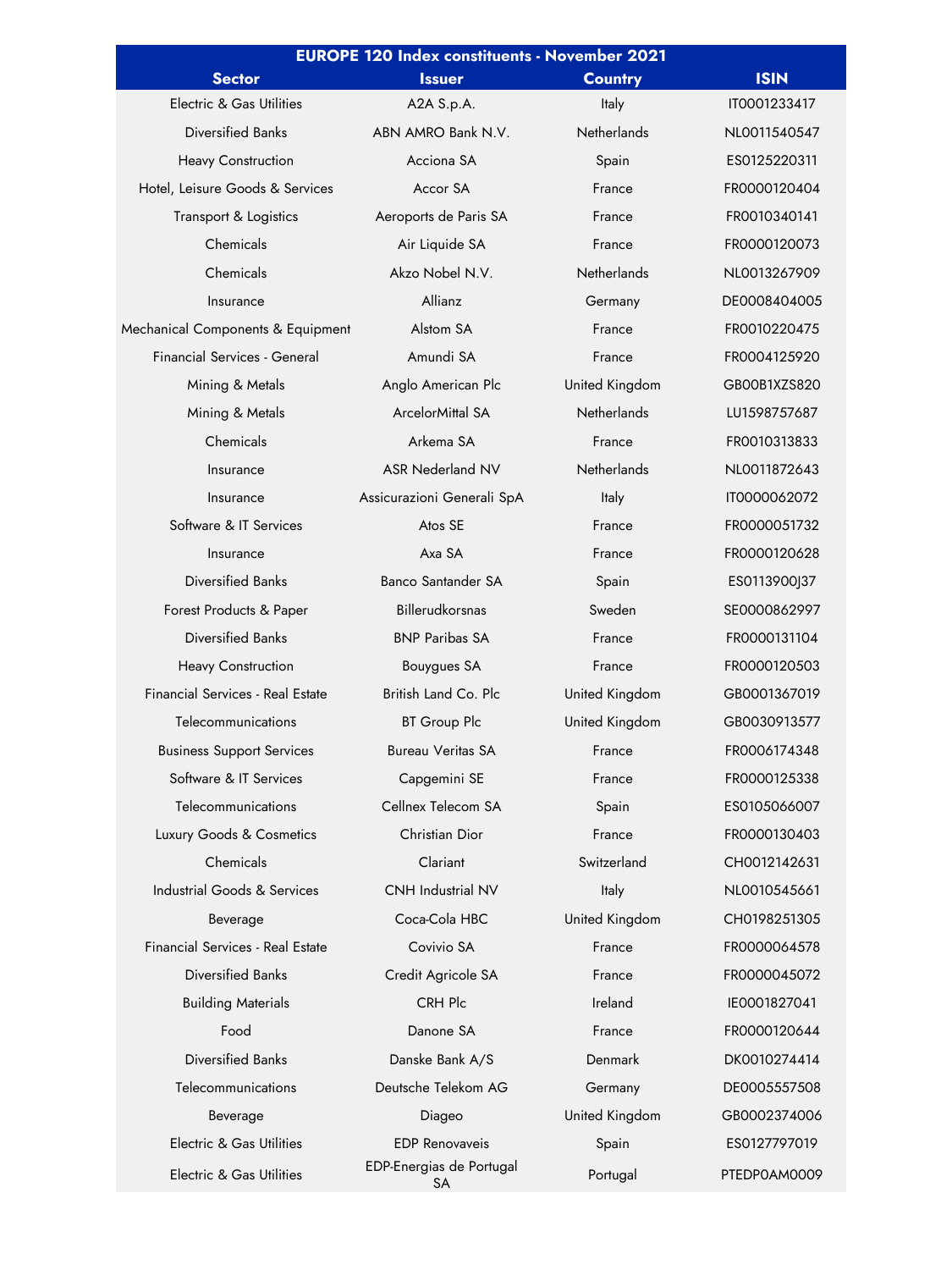| EUROPE 120 Index constituents - November 2021 | | | |
|---|---|---|---|
| **Sector** | **Issuer** | **Country** | **ISIN** |
| Electric & Gas Utilities | A2A S.p.A. | Italy | IT0001233417 |
| Diversified Banks | ABN AMRO Bank N.V. | Netherlands | NL0011540547 |
| Heavy Construction | Acciona SA | Spain | ES0125220311 |
| Hotel, Leisure Goods & Services | Accor SA | France | FR0000120404 |
| Transport & Logistics | Aeroports de Paris SA | France | FR0010340141 |
| Chemicals | Air Liquide SA | France | FR0000120073 |
| Chemicals | Akzo Nobel N.V. | Netherlands | NL0013267909 |
| Insurance | Allianz | Germany | DE0008404005 |
| Mechanical Components & Equipment | Alstom SA | France | FR0010220475 |
| Financial Services - General | Amundi SA | France | FR0004125920 |
| Mining & Metals | Anglo American Plc | United Kingdom | GB00B1XZS820 |
| Mining & Metals | ArcelorMittal SA | Netherlands | LU1598757687 |
| Chemicals | Arkema SA | France | FR0010313833 |
| Insurance | ASR Nederland NV | Netherlands | NL0011872643 |
| Insurance | Assicurazioni Generali SpA | Italy | IT0000062072 |
| Software & IT Services | Atos SE | France | FR0000051732 |
| Insurance | Axa SA | France | FR0000120628 |
| Diversified Banks | Banco Santander SA | Spain | ES0113900J37 |
| Forest Products & Paper | Billerudkorsnas | Sweden | SE0000862997 |
| Diversified Banks | BNP Paribas SA | France | FR0000131104 |
| Heavy Construction | Bouygues SA | France | FR0000120503 |
| Financial Services - Real Estate | British Land Co. Plc | United Kingdom | GB0001367019 |
| Telecommunications | BT Group Plc | United Kingdom | GB0030913577 |
| Business Support Services | Bureau Veritas SA | France | FR0006174348 |
| Software & IT Services | Capgemini SE | France | FR0000125338 |
| Telecommunications | Cellnex Telecom SA | Spain | ES0105066007 |
| Luxury Goods & Cosmetics | Christian Dior | France | FR0000130403 |
| Chemicals | Clariant | Switzerland | CH0012142631 |
| Industrial Goods & Services | CNH Industrial NV | Italy | NL0010545661 |
| Beverage | Coca-Cola HBC | United Kingdom | CH0198251305 |
| Financial Services - Real Estate | Covivio SA | France | FR0000064578 |
| Diversified Banks | Credit Agricole SA | France | FR0000045072 |
| Building Materials | CRH Plc | Ireland | IE0001827041 |
| Food | Danone SA | France | FR0000120644 |
| Diversified Banks | Danske Bank A/S | Denmark | DK0010274414 |
| Telecommunications | Deutsche Telekom AG | Germany | DE0005557508 |
| Beverage | Diageo | United Kingdom | GB0002374006 |
| Electric & Gas Utilities | EDP Renovaveis | Spain | ES0127797019 |
| Electric & Gas Utilities | EDP-Energias de Portugal SA | Portugal | PTEDP0AM0009 |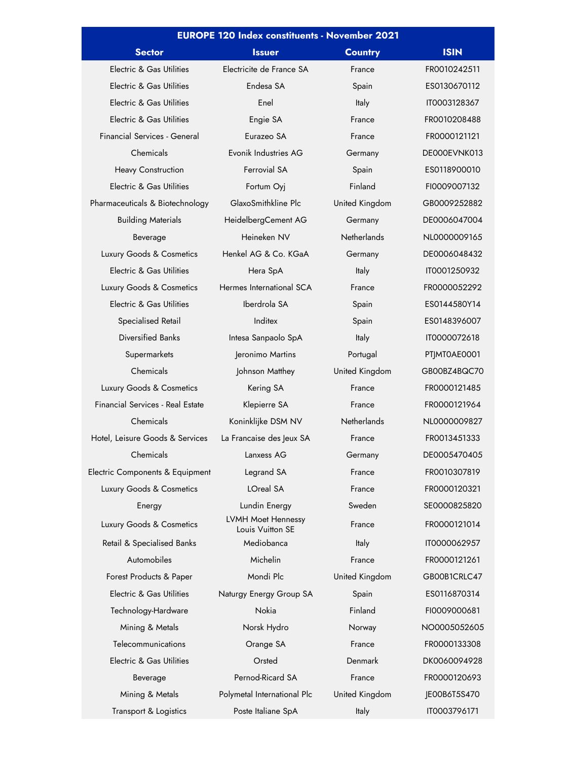| EUROPE 120 Index constituents - November 2021 | | | |
|---|---|---|---|
| **Sector** | **Issuer** | **Country** | **ISIN** |
| Electric & Gas Utilities | Electricite de France SA | France | FR0010242511 |
| Electric & Gas Utilities | Endesa SA | Spain | ES0130670112 |
| Electric & Gas Utilities | Enel | Italy | IT0003128367 |
| Electric & Gas Utilities | Engie SA | France | FR0010208488 |
| Financial Services - General | Eurazeo SA | France | FR0000121121 |
| Chemicals | Evonik Industries AG | Germany | DE000EVNK013 |
| Heavy Construction | Ferrovial SA | Spain | ES0118900010 |
| Electric & Gas Utilities | Fortum Oyj | Finland | FI0009007132 |
| Pharmaceuticals & Biotechnology | GlaxoSmithkline Plc | United Kingdom | GB0009252882 |
| Building Materials | HeidelbergCement AG | Germany | DE0006047004 |
| Beverage | Heineken NV | Netherlands | NL0000009165 |
| Luxury Goods & Cosmetics | Henkel AG & Co. KGaA | Germany | DE0006048432 |
| Electric & Gas Utilities | Hera SpA | Italy | IT0001250932 |
| Luxury Goods & Cosmetics | Hermes International SCA | France | FR0000052292 |
| Electric & Gas Utilities | Iberdrola SA | Spain | ES0144580Y14 |
| Specialised Retail | Inditex | Spain | ES0148396007 |
| Diversified Banks | Intesa Sanpaolo SpA | Italy | IT0000072618 |
| Supermarkets | Jeronimo Martins | Portugal | PTJMT0AE0001 |
| Chemicals | Johnson Matthey | United Kingdom | GB00BZ4BQC70 |
| Luxury Goods & Cosmetics | Kering SA | France | FR0000121485 |
| Financial Services - Real Estate | Klepierre SA | France | FR0000121964 |
| Chemicals | Koninklijke DSM NV | Netherlands | NL0000009827 |
| Hotel, Leisure Goods & Services | La Francaise des Jeux SA | France | FR0013451333 |
| Chemicals | Lanxess AG | Germany | DE0005470405 |
| Electric Components & Equipment | Legrand SA | France | FR0010307819 |
| Luxury Goods & Cosmetics | LOreal SA | France | FR0000120321 |
| Energy | Lundin Energy | Sweden | SE0000825820 |
| Luxury Goods & Cosmetics | LVMH Moet Hennessy Louis Vuitton SE | France | FR0000121014 |
| Retail & Specialised Banks | Mediobanca | Italy | IT0000062957 |
| Automobiles | Michelin | France | FR0000121261 |
| Forest Products & Paper | Mondi Plc | United Kingdom | GB00B1CRLC47 |
| Electric & Gas Utilities | Naturgy Energy Group SA | Spain | ES0116870314 |
| Technology-Hardware | Nokia | Finland | FI0009000681 |
| Mining & Metals | Norsk Hydro | Norway | NO0005052605 |
| Telecommunications | Orange SA | France | FR0000133308 |
| Electric & Gas Utilities | Orsted | Denmark | DK0060094928 |
| Beverage | Pernod-Ricard SA | France | FR0000120693 |
| Mining & Metals | Polymetal International Plc | United Kingdom | JE00B6T5S470 |
| Transport & Logistics | Poste Italiane SpA | Italy | IT0003796171 |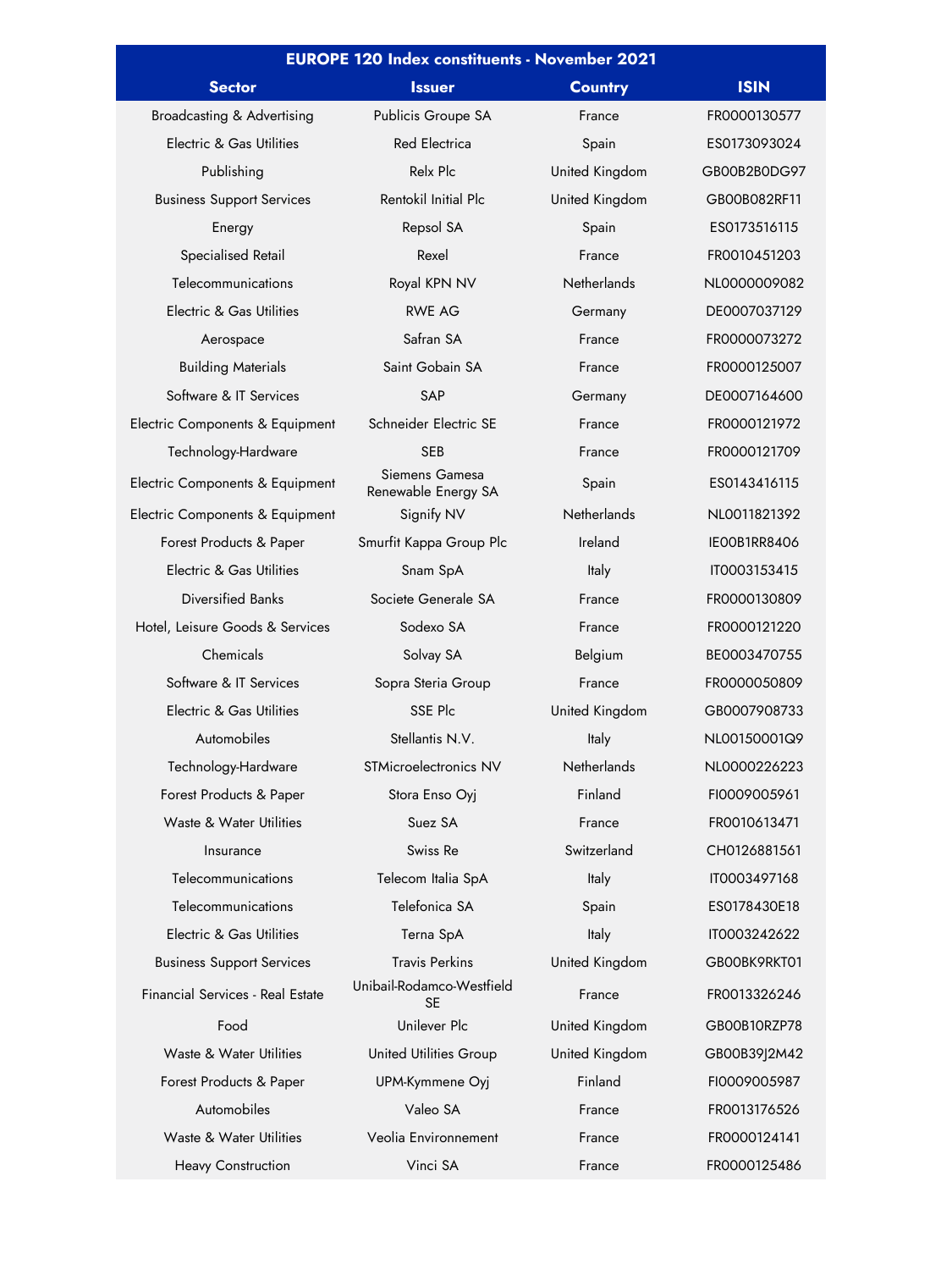| EUROPE 120 Index constituents - November 2021 | | | |
|---|---|---|---|
| **Sector** | **Issuer** | **Country** | **ISIN** |
| Broadcasting & Advertising | Publicis Groupe SA | France | FR0000130577 |
| Electric & Gas Utilities | Red Electrica | Spain | ES0173093024 |
| Publishing | Relx Plc | United Kingdom | GB00B2B0DG97 |
| Business Support Services | Rentokil Initial Plc | United Kingdom | GB00B082RF11 |
| Energy | Repsol SA | Spain | ES0173516115 |
| Specialised Retail | Rexel | France | FR0010451203 |
| Telecommunications | Royal KPN NV | Netherlands | NL0000009082 |
| Electric & Gas Utilities | RWE AG | Germany | DE0007037129 |
| Aerospace | Safran SA | France | FR0000073272 |
| Building Materials | Saint Gobain SA | France | FR0000125007 |
| Software & IT Services | SAP | Germany | DE0007164600 |
| Electric Components & Equipment | Schneider Electric SE | France | FR0000121972 |
| Technology-Hardware | SEB | France | FR0000121709 |
| Electric Components & Equipment | Siemens Gamesa Renewable Energy SA | Spain | ES0143416115 |
| Electric Components & Equipment | Signify NV | Netherlands | NL0011821392 |
| Forest Products & Paper | Smurfit Kappa Group Plc | Ireland | IE00B1RR8406 |
| Electric & Gas Utilities | Snam SpA | Italy | IT0003153415 |
| Diversified Banks | Societe Generale SA | France | FR0000130809 |
| Hotel, Leisure Goods & Services | Sodexo SA | France | FR0000121220 |
| Chemicals | Solvay SA | Belgium | BE0003470755 |
| Software & IT Services | Sopra Steria Group | France | FR0000050809 |
| Electric & Gas Utilities | SSE Plc | United Kingdom | GB0007908733 |
| Automobiles | Stellantis N.V. | Italy | NL00150001Q9 |
| Technology-Hardware | STMicroelectronics NV | Netherlands | NL0000226223 |
| Forest Products & Paper | Stora Enso Oyj | Finland | FI0009005961 |
| Waste & Water Utilities | Suez SA | France | FR0010613471 |
| Insurance | Swiss Re | Switzerland | CH0126881561 |
| Telecommunications | Telecom Italia SpA | Italy | IT0003497168 |
| Telecommunications | Telefonica SA | Spain | ES0178430E18 |
| Electric & Gas Utilities | Terna SpA | Italy | IT0003242622 |
| Business Support Services | Travis Perkins | United Kingdom | GB00BK9RKT01 |
| Financial Services - Real Estate | Unibail-Rodamco-Westfield SE | France | FR0013326246 |
| Food | Unilever Plc | United Kingdom | GB00B10RZP78 |
| Waste & Water Utilities | United Utilities Group | United Kingdom | GB00B39J2M42 |
| Forest Products & Paper | UPM-Kymmene Oyj | Finland | FI0009005987 |
| Automobiles | Valeo SA | France | FR0013176526 |
| Waste & Water Utilities | Veolia Environnement | France | FR0000124141 |
| Heavy Construction | Vinci SA | France | FR0000125486 |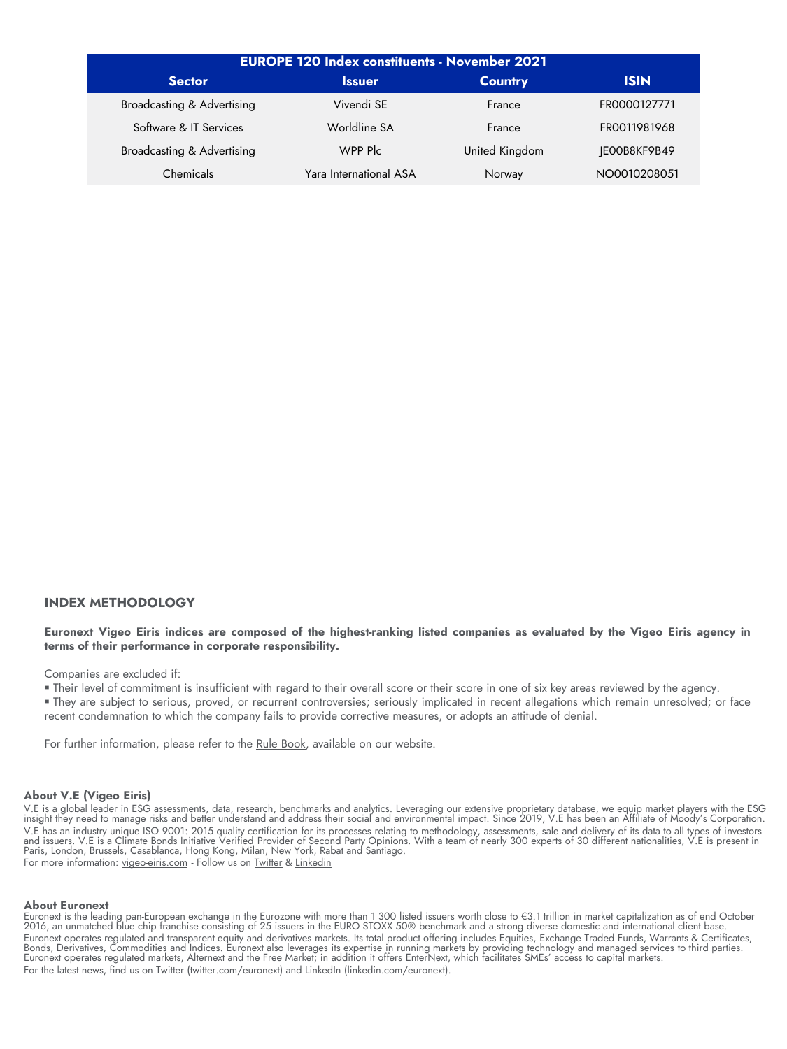| EUROPE 120 Index constituents - November 2021 | | | |
|---|---|---|---|
| **Sector** | **Issuer** | **Country** | **ISIN** |
| Broadcasting & Advertising | Vivendi SE | France | FR0000127771 |
| Software & IT Services | Worldline SA | France | FR0011981968 |
| Broadcasting & Advertising | WPP Plc | United Kingdom | JE00B8KF9B49 |
| Chemicals | Yara International ASA | Norway | NO0010208051 |

## INDEX METHODOLOGY

**Euronext Vigeo Eiris indices are composed of the highest-ranking listed companies as evaluated by the Vigeo Eiris agency in terms of their performance in corporate responsibility.**

Companies are excluded if:

- Their level of commitment is insufficient with regard to their overall score or their score in one of six key areas reviewed by the agency.
- They are subject to serious, proved, or recurrent controversies; seriously implicated in recent allegations which remain unresolved; or face recent condemnation to which the company fails to provide corrective measures, or adopts an attitude of denial.

For further information, please refer to the Rule Book, available on our website.

**About V.E (Vigeo Eiris)**

V.E is a global leader in ESG assessments, data, research, benchmarks and analytics. Leveraging our extensive proprietary database, we equip market players with the ESG insight they need to manage risks and better understand and address their social and environmental impact. Since 2019, V.E has been an Affiliate of Moody's Corporation. V.E has an industry unique ISO 9001: 2015 quality certification for its processes relating to methodology, assessments, sale and delivery of its data to all types of investors and issuers. V.E is a Climate Bonds Initiative Verified Provider of Second Party Opinions. With a team of nearly 300 experts of 30 different nationalities, V.E is present in Paris, London, Brussels, Casablanca, Hong Kong, Milan, New York, Rabat and Santiago.
For more information: vigeo-eiris.com - Follow us on Twitter & Linkedin

**About Euronext**

Euronext is the leading pan-European exchange in the Eurozone with more than 1 300 listed issuers worth close to €3.1 trillion in market capitalization as of end October 2016, an unmatched blue chip franchise consisting of 25 issuers in the EURO STOXX 50® benchmark and a strong diverse domestic and international client base. Euronext operates regulated and transparent equity and derivatives markets. Its total product offering includes Equities, Exchange Traded Funds, Warrants & Certificates, Bonds, Derivatives, Commodities and Indices. Euronext also leverages its expertise in running markets by providing technology and managed services to third parties. Euronext operates regulated markets, Alternext and the Free Market; in addition it offers EnterNext, which facilitates SMEs' access to capital markets.
For the latest news, find us on Twitter (twitter.com/euronext) and LinkedIn (linkedin.com/euronext).